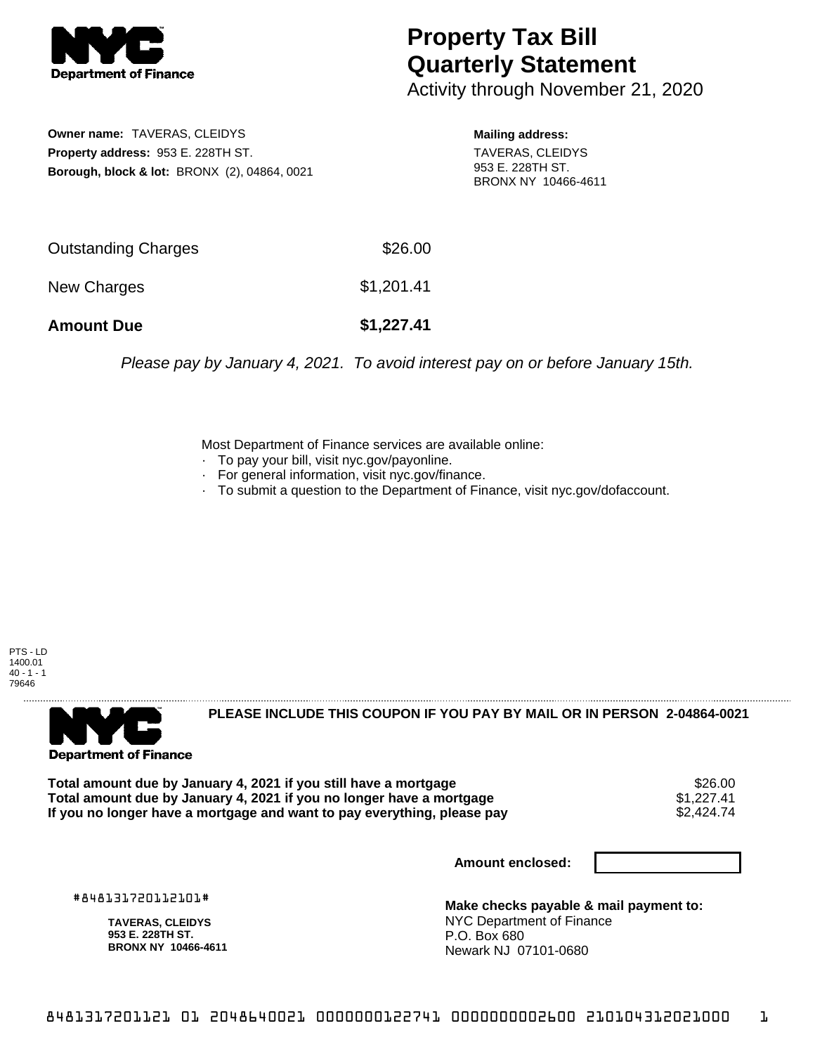# Property Tax Bill Quarterly Statement

Activity through November 21, 2020

**Owner name:** TAVERAS, CLEIDYS
**Property address:** 953 E. 228TH ST.
**Borough, block & lot:** BRONX (2), 04864, 0021

**Mailing address:**
TAVERAS, CLEIDYS
953 E. 228TH ST.
BRONX NY 10466-4611

| | |
|---|---|
| Outstanding Charges | $26.00 |
| New Charges | $1,201.41 |
| **Amount Due** | **$1,227.41** |

*Please pay by January 4, 2021. To avoid interest pay on or before January 15th.*

Most Department of Finance services are available online:

- To pay your bill, visit nyc.gov/payonline.
- For general information, visit nyc.gov/finance.
- To submit a question to the Department of Finance, visit nyc.gov/dofaccount.

PTS - LD
1400.01
40 - 1 - 1
79646

**PLEASE INCLUDE THIS COUPON IF YOU PAY BY MAIL OR IN PERSON 2-04864-0021**

| | |
|---|---|
| **Total amount due by January 4, 2021 if you still have a mortgage** | $26.00 |
| **Total amount due by January 4, 2021 if you no longer have a mortgage** | $1,227.41 |
| **If you no longer have a mortgage and want to pay everything, please pay** | $2,424.74 |

**Amount enclosed:**

#848131720112101#

**TAVERAS, CLEIDYS**
**953 E. 228TH ST.**
**BRONX NY 10466-4611**

**Make checks payable & mail payment to:**
NYC Department of Finance
P.O. Box 680
Newark NJ 07101-0680

8481317201121 01 2048640021 0000000122741 0000000002600 210104312021000 1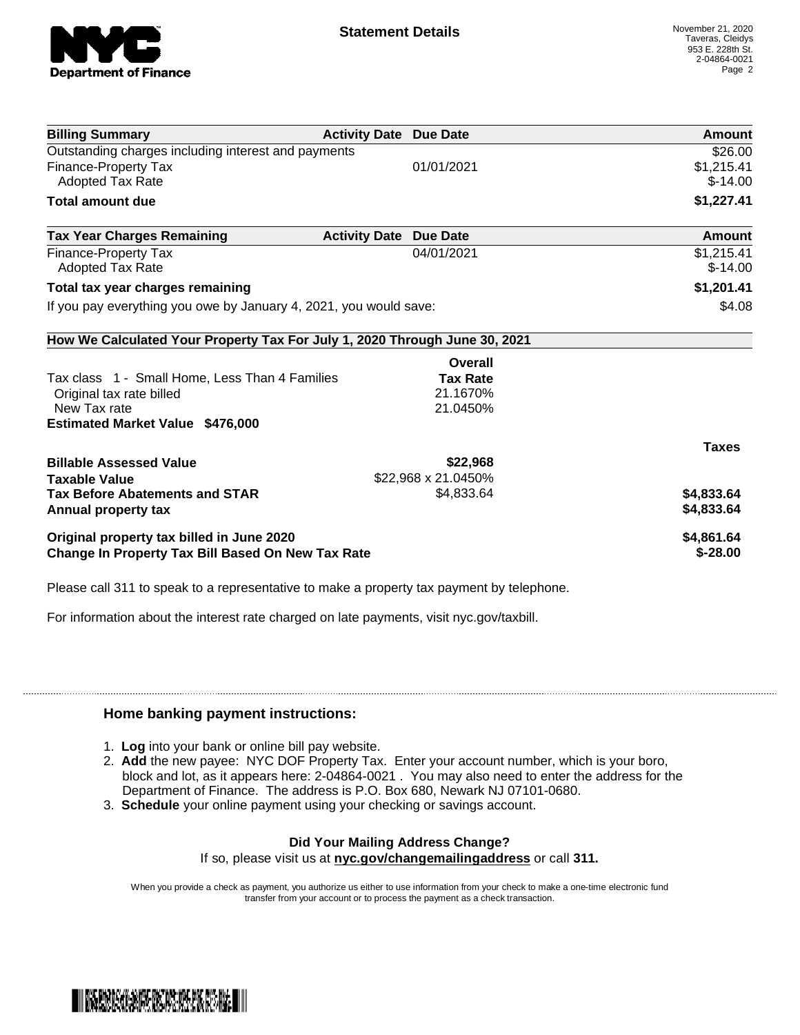November 21, 2020
Taveras, Cleidys
953 E. 228th St.
2-04864-0021

## Statement Details

| Billing Summary | Activity Date | Due Date | Amount |
|---|---|---|---|
| Outstanding charges including interest and payments | | | $26.00 |
| Finance-Property Tax | | 01/01/2021 | $1,215.41 |
| Adopted Tax Rate | | | $-14.00 |
| **Total amount due** | | | **$1,227.41** |

| Tax Year Charges Remaining | Activity Date | Due Date | Amount |
|---|---|---|---|
| Finance-Property Tax | | 04/01/2021 | $1,215.41 |
| Adopted Tax Rate | | | $-14.00 |
| **Total tax year charges remaining** | | | **$1,201.41** |
| If you pay everything you owe by January 4, 2021, you would save: | | | $4.08 |

### How We Calculated Your Property Tax For July 1, 2020 Through June 30, 2021

| | Overall Tax Rate | |
|---|---|---|
| Tax class 1 - Small Home, Less Than 4 Families | | |
| Original tax rate billed | 21.1670% | |
| New Tax rate | 21.0450% | |
| **Estimated Market Value $476,000** | | |
| | | **Taxes** |
| **Billable Assessed Value** | **$22,968** | |
| **Taxable Value** | $22,968 x 21.0450% | |
| **Tax Before Abatements and STAR** | $4,833.64 | **$4,833.64** |
| **Annual property tax** | | **$4,833.64** |
| **Original property tax billed in June 2020** | | **$4,861.64** |
| **Change In Property Tax Bill Based On New Tax Rate** | | **$-28.00** |

Please call 311 to speak to a representative to make a property tax payment by telephone.

For information about the interest rate charged on late payments, visit nyc.gov/taxbill.

### Home banking payment instructions:

1. **Log** into your bank or online bill pay website.
2. **Add** the new payee: NYC DOF Property Tax. Enter your account number, which is your boro, block and lot, as it appears here: 2-04864-0021 . You may also need to enter the address for the Department of Finance. The address is P.O. Box 680, Newark NJ 07101-0680.
3. **Schedule** your online payment using your checking or savings account.

**Did Your Mailing Address Change?**
If so, please visit us at **nyc.gov/changemailingaddress** or call **311.**

When you provide a check as payment, you authorize us either to use information from your check to make a one-time electronic fund transfer from your account or to process the payment as a check transaction.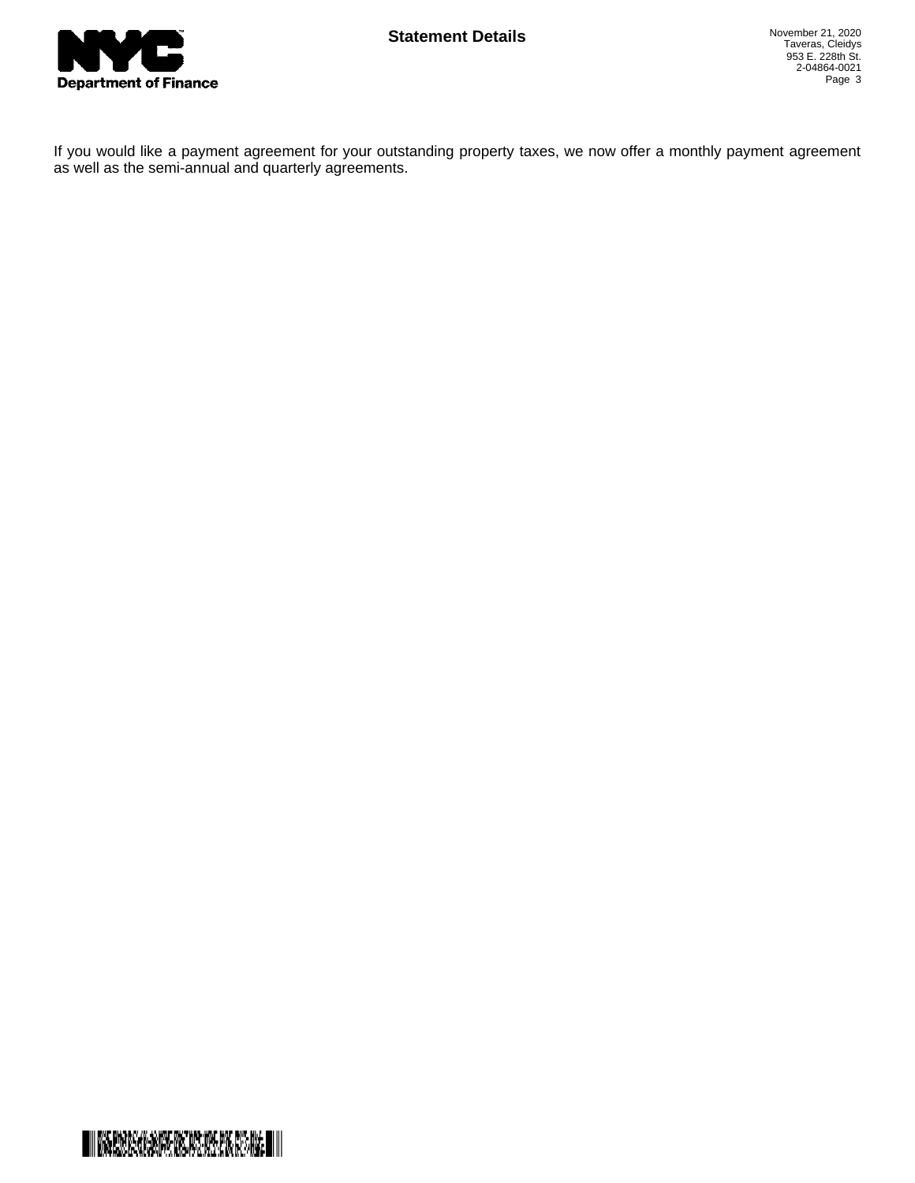# Statement Details

November 21, 2020
Taveras, Cleidys
953 E. 228th St.
2-04864-0021

If you would like a payment agreement for your outstanding property taxes, we now offer a monthly payment agreement as well as the semi-annual and quarterly agreements.